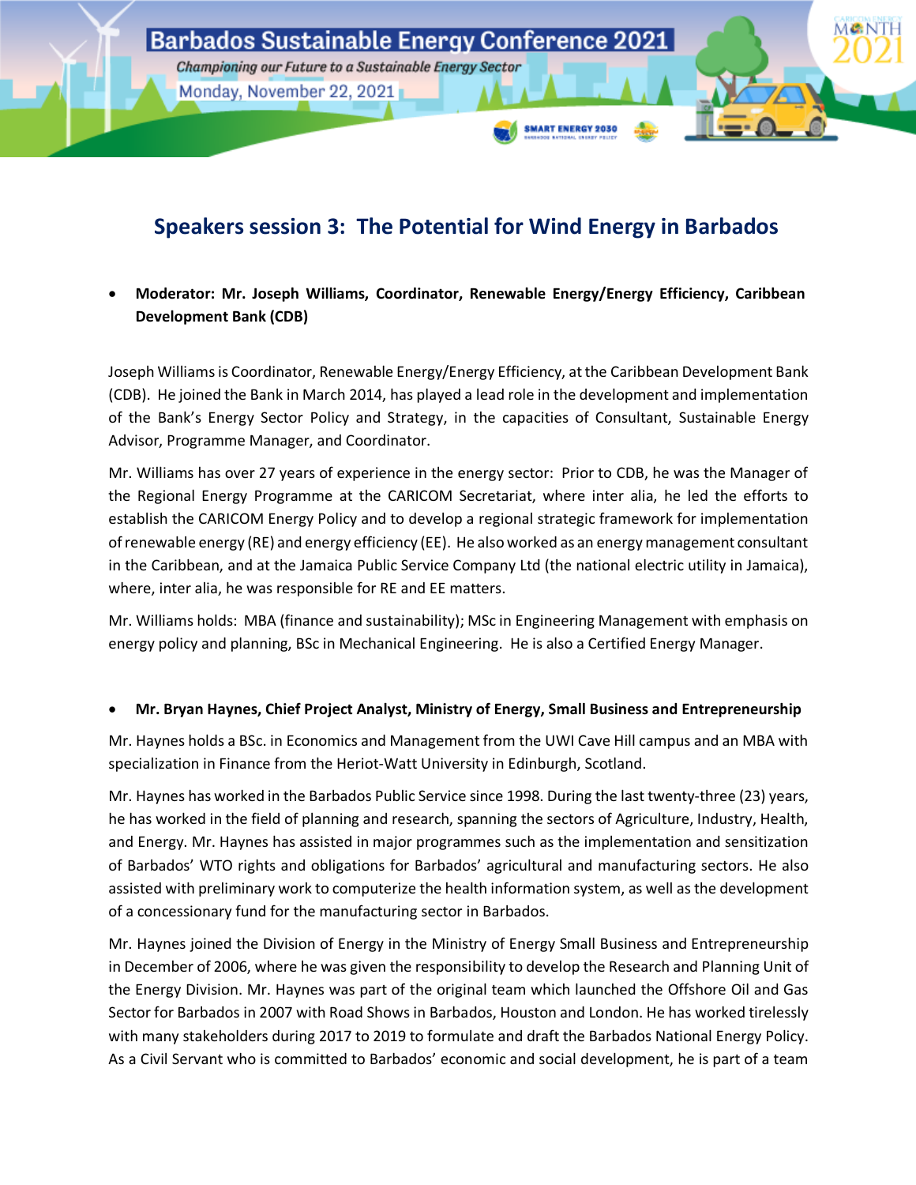Barbados Sustainable Energy Conference 2021

*Championing our Future to a Sustainable Energy Sector*

Monday, November 22, 2021

## Speakers session 3: The Potential for Wind Energy in Barbados

- **Moderator: Mr. Joseph Williams, Coordinator, Renewable Energy/Energy Efficiency, Caribbean Development Bank (CDB)**

Joseph Williams is Coordinator, Renewable Energy/Energy Efficiency, at the Caribbean Development Bank (CDB). He joined the Bank in March 2014, has played a lead role in the development and implementation of the Bank's Energy Sector Policy and Strategy, in the capacities of Consultant, Sustainable Energy Advisor, Programme Manager, and Coordinator.

Mr. Williams has over 27 years of experience in the energy sector: Prior to CDB, he was the Manager of the Regional Energy Programme at the CARICOM Secretariat, where inter alia, he led the efforts to establish the CARICOM Energy Policy and to develop a regional strategic framework for implementation of renewable energy (RE) and energy efficiency (EE). He also worked as an energy management consultant in the Caribbean, and at the Jamaica Public Service Company Ltd (the national electric utility in Jamaica), where, inter alia, he was responsible for RE and EE matters.

Mr. Williams holds: MBA (finance and sustainability); MSc in Engineering Management with emphasis on energy policy and planning, BSc in Mechanical Engineering. He is also a Certified Energy Manager.

- **Mr. Bryan Haynes, Chief Project Analyst, Ministry of Energy, Small Business and Entrepreneurship**

Mr. Haynes holds a BSc. in Economics and Management from the UWI Cave Hill campus and an MBA with specialization in Finance from the Heriot-Watt University in Edinburgh, Scotland.

Mr. Haynes has worked in the Barbados Public Service since 1998. During the last twenty-three (23) years, he has worked in the field of planning and research, spanning the sectors of Agriculture, Industry, Health, and Energy. Mr. Haynes has assisted in major programmes such as the implementation and sensitization of Barbados' WTO rights and obligations for Barbados' agricultural and manufacturing sectors. He also assisted with preliminary work to computerize the health information system, as well as the development of a concessionary fund for the manufacturing sector in Barbados.

Mr. Haynes joined the Division of Energy in the Ministry of Energy Small Business and Entrepreneurship in December of 2006, where he was given the responsibility to develop the Research and Planning Unit of the Energy Division. Mr. Haynes was part of the original team which launched the Offshore Oil and Gas Sector for Barbados in 2007 with Road Shows in Barbados, Houston and London. He has worked tirelessly with many stakeholders during 2017 to 2019 to formulate and draft the Barbados National Energy Policy. As a Civil Servant who is committed to Barbados' economic and social development, he is part of a team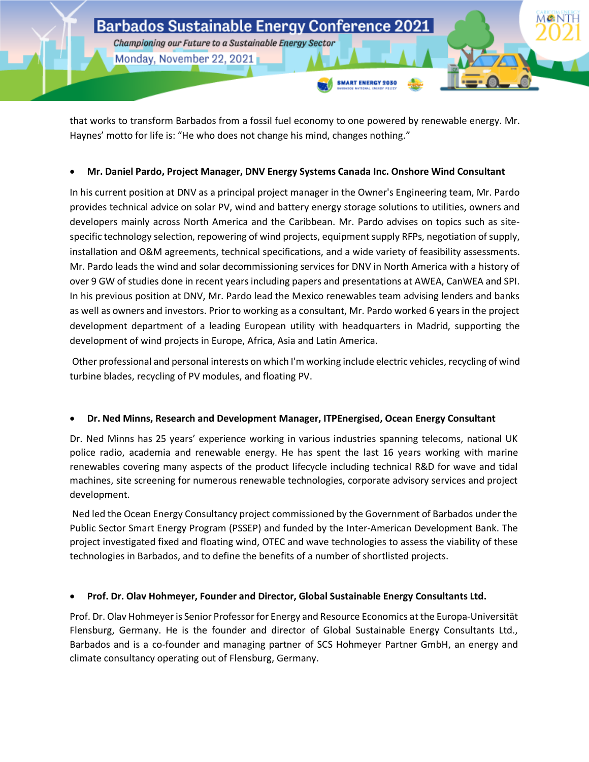that works to transform Barbados from a fossil fuel economy to one powered by renewable energy. Mr. Haynes' motto for life is: "He who does not change his mind, changes nothing."

- **Mr. Daniel Pardo, Project Manager, DNV Energy Systems Canada Inc. Onshore Wind Consultant**

In his current position at DNV as a principal project manager in the Owner's Engineering team, Mr. Pardo provides technical advice on solar PV, wind and battery energy storage solutions to utilities, owners and developers mainly across North America and the Caribbean. Mr. Pardo advises on topics such as site-specific technology selection, repowering of wind projects, equipment supply RFPs, negotiation of supply, installation and O&M agreements, technical specifications, and a wide variety of feasibility assessments. Mr. Pardo leads the wind and solar decommissioning services for DNV in North America with a history of over 9 GW of studies done in recent years including papers and presentations at AWEA, CanWEA and SPI. In his previous position at DNV, Mr. Pardo lead the Mexico renewables team advising lenders and banks as well as owners and investors. Prior to working as a consultant, Mr. Pardo worked 6 years in the project development department of a leading European utility with headquarters in Madrid, supporting the development of wind projects in Europe, Africa, Asia and Latin America.

Other professional and personal interests on which I'm working include electric vehicles, recycling of wind turbine blades, recycling of PV modules, and floating PV.

- **Dr. Ned Minns, Research and Development Manager, ITPEnergised, Ocean Energy Consultant**

Dr. Ned Minns has 25 years' experience working in various industries spanning telecoms, national UK police radio, academia and renewable energy. He has spent the last 16 years working with marine renewables covering many aspects of the product lifecycle including technical R&D for wave and tidal machines, site screening for numerous renewable technologies, corporate advisory services and project development.

Ned led the Ocean Energy Consultancy project commissioned by the Government of Barbados under the Public Sector Smart Energy Program (PSSEP) and funded by the Inter-American Development Bank. The project investigated fixed and floating wind, OTEC and wave technologies to assess the viability of these technologies in Barbados, and to define the benefits of a number of shortlisted projects.

- **Prof. Dr. Olav Hohmeyer, Founder and Director, Global Sustainable Energy Consultants Ltd.**

Prof. Dr. Olav Hohmeyer is Senior Professor for Energy and Resource Economics at the Europa-Universität Flensburg, Germany. He is the founder and director of Global Sustainable Energy Consultants Ltd., Barbados and is a co-founder and managing partner of SCS Hohmeyer Partner GmbH, an energy and climate consultancy operating out of Flensburg, Germany.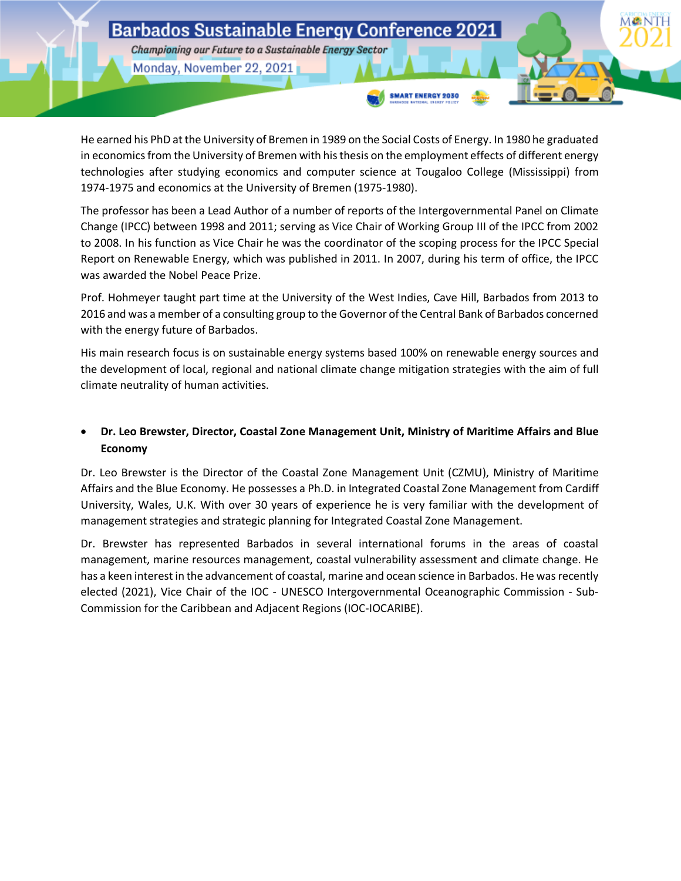He earned his PhD at the University of Bremen in 1989 on the Social Costs of Energy. In 1980 he graduated in economics from the University of Bremen with his thesis on the employment effects of different energy technologies after studying economics and computer science at Tougaloo College (Mississippi) from 1974-1975 and economics at the University of Bremen (1975-1980).

The professor has been a Lead Author of a number of reports of the Intergovernmental Panel on Climate Change (IPCC) between 1998 and 2011; serving as Vice Chair of Working Group III of the IPCC from 2002 to 2008. In his function as Vice Chair he was the coordinator of the scoping process for the IPCC Special Report on Renewable Energy, which was published in 2011. In 2007, during his term of office, the IPCC was awarded the Nobel Peace Prize.

Prof. Hohmeyer taught part time at the University of the West Indies, Cave Hill, Barbados from 2013 to 2016 and was a member of a consulting group to the Governor of the Central Bank of Barbados concerned with the energy future of Barbados.

His main research focus is on sustainable energy systems based 100% on renewable energy sources and the development of local, regional and national climate change mitigation strategies with the aim of full climate neutrality of human activities.

- **Dr. Leo Brewster, Director, Coastal Zone Management Unit, Ministry of Maritime Affairs and Blue Economy**

Dr. Leo Brewster is the Director of the Coastal Zone Management Unit (CZMU), Ministry of Maritime Affairs and the Blue Economy. He possesses a Ph.D. in Integrated Coastal Zone Management from Cardiff University, Wales, U.K. With over 30 years of experience he is very familiar with the development of management strategies and strategic planning for Integrated Coastal Zone Management.

Dr. Brewster has represented Barbados in several international forums in the areas of coastal management, marine resources management, coastal vulnerability assessment and climate change. He has a keen interest in the advancement of coastal, marine and ocean science in Barbados. He was recently elected (2021), Vice Chair of the IOC - UNESCO Intergovernmental Oceanographic Commission - Sub-Commission for the Caribbean and Adjacent Regions (IOC-IOCARIBE).